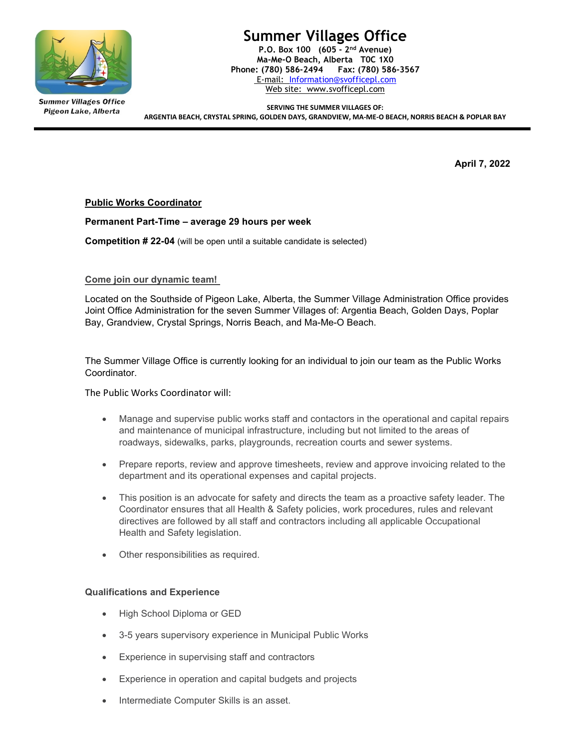Summer Villages Office
Pigeon Lake, Alberta

# Summer Villages Office

**P.O. Box 100 (605 - 2nd Avenue)**
**Ma-Me-O Beach, Alberta T0C 1X0**
**Phone: (780) 586-2494 Fax: (780) 586-3567**
E-mail: Information@svofficepl.com
Web site: www.svofficepl.com

**SERVING THE SUMMER VILLAGES OF:**
**ARGENTIA BEACH, CRYSTAL SPRING, GOLDEN DAYS, GRANDVIEW, MA-ME-O BEACH, NORRIS BEACH & POPLAR BAY**

**April 7, 2022**

## Public Works Coordinator

**Permanent Part-Time – average 29 hours per week**

**Competition # 22-04** (will be open until a suitable candidate is selected)

### Come join our dynamic team!

Located on the Southside of Pigeon Lake, Alberta, the Summer Village Administration Office provides Joint Office Administration for the seven Summer Villages of: Argentia Beach, Golden Days, Poplar Bay, Grandview, Crystal Springs, Norris Beach, and Ma-Me-O Beach.

The Summer Village Office is currently looking for an individual to join our team as the Public Works Coordinator.

The Public Works Coordinator will:

- Manage and supervise public works staff and contactors in the operational and capital repairs and maintenance of municipal infrastructure, including but not limited to the areas of roadways, sidewalks, parks, playgrounds, recreation courts and sewer systems.
- Prepare reports, review and approve timesheets, review and approve invoicing related to the department and its operational expenses and capital projects.
- This position is an advocate for safety and directs the team as a proactive safety leader. The Coordinator ensures that all Health & Safety policies, work procedures, rules and relevant directives are followed by all staff and contractors including all applicable Occupational Health and Safety legislation.
- Other responsibilities as required.

### Qualifications and Experience

- High School Diploma or GED
- 3-5 years supervisory experience in Municipal Public Works
- Experience in supervising staff and contractors
- Experience in operation and capital budgets and projects
- Intermediate Computer Skills is an asset.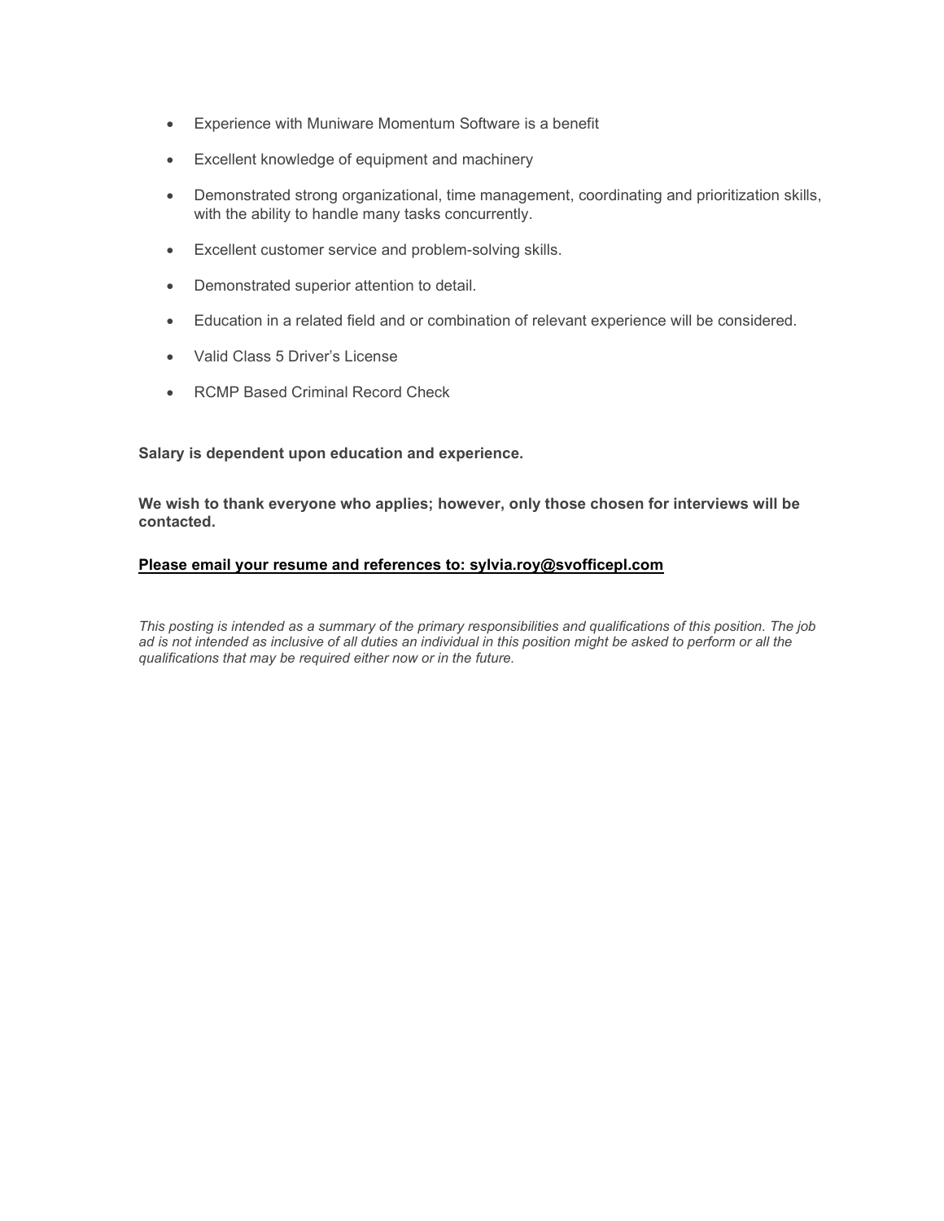- Experience with Muniware Momentum Software is a benefit
- Excellent knowledge of equipment and machinery
- Demonstrated strong organizational, time management, coordinating and prioritization skills, with the ability to handle many tasks concurrently.
- Excellent customer service and problem-solving skills.
- Demonstrated superior attention to detail.
- Education in a related field and or combination of relevant experience will be considered.
- Valid Class 5 Driver's License
- RCMP Based Criminal Record Check

**Salary is dependent upon education and experience.**

**We wish to thank everyone who applies; however, only those chosen for interviews will be contacted.**

**<u>Please email your resume and references to: sylvia.roy@svofficepl.com</u>**

*This posting is intended as a summary of the primary responsibilities and qualifications of this position. The job ad is not intended as inclusive of all duties an individual in this position might be asked to perform or all the qualifications that may be required either now or in the future.*